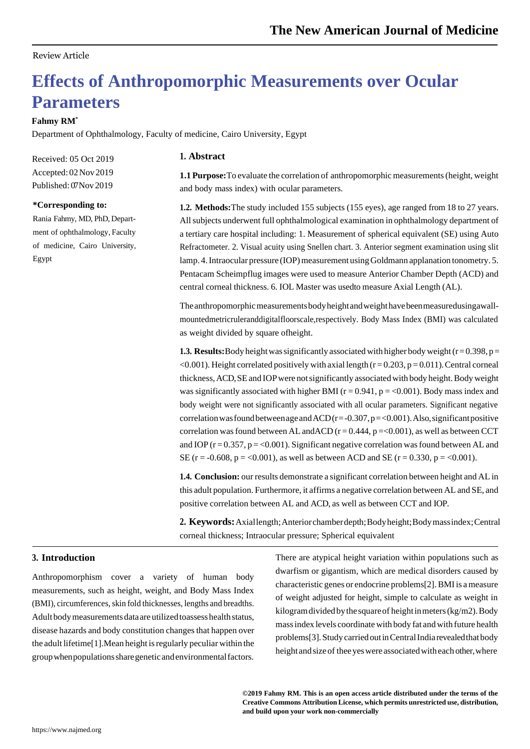Review Article

# Effects of Anthropomorphic Measurements over Ocular Parameters

**Fahmy RM***

Department of Ophthalmology, Faculty of medicine, Cairo University, Egypt

Received: 05 Oct 2019
Accepted: 02 Nov 2019
Published: 07 Nov 2019

**\*Corresponding to:**
Rania Fahmy, MD, PhD, Department of ophthalmology, Faculty of medicine, Cairo University, Egypt

## 1. Abstract

**1.1 Purpose:** To evaluate the correlation of anthropomorphic measurements (height, weight and body mass index) with ocular parameters.

**1.2. Methods:** The study included 155 subjects (155 eyes), age ranged from 18 to 27 years. All subjects underwent full ophthalmological examination in ophthalmology department of a tertiary care hospital including: 1. Measurement of spherical equivalent (SE) using Auto Refractometer. 2. Visual acuity using Snellen chart. 3. Anterior segment examination using slit lamp. 4. Intraocular pressure (IOP) measurement using Goldmann applanation tonometry. 5. Pentacam Scheimpflug images were used to measure Anterior Chamber Depth (ACD) and central corneal thickness. 6. IOL Master was usedto measure Axial Length (AL).

The anthropomorphic measurements body height and weight have been measured using a wall-mounted metric ruler and digital floor scale, respectively. Body Mass Index (BMI) was calculated as weight divided by square of height.

**1.3. Results:** Body height was significantly associated with higher body weight ($r = 0.398$, $p = <0.001$). Height correlated positively with axial length ($r = 0.203$, $p = 0.011$). Central corneal thickness, ACD, SE and IOP were not significantly associated with body height. Body weight was significantly associated with higher BMI ($r = 0.941$, $p = <0.001$). Body mass index and body weight were not significantly associated with all ocular parameters. Significant negative correlation was found between age and ACD ($r = -0.307$, $p = <0.001$). Also, significant positive correlation was found between AL and ACD ($r = 0.444$, $p = <0.001$), as well as between CCT and IOP ($r = 0.357$, $p = <0.001$). Significant negative correlation was found between AL and SE ($r = -0.608$, $p = <0.001$), as well as between ACD and SE ($r = 0.330$, $p = <0.001$).

**1.4. Conclusion:** our results demonstrate a significant correlation between height and AL in this adult population. Furthermore, it affirms a negative correlation between AL and SE, and positive correlation between AL and ACD, as well as between CCT and IOP.

**2. Keywords:** Axial length; Anterior chamber depth; Body height; Body mass index; Central corneal thickness; Intraocular pressure; Spherical equivalent

## 3. Introduction

Anthropomorphism cover a variety of human body measurements, such as height, weight, and Body Mass Index (BMI), circumferences, skin fold thicknesses, lengths and breadths. Adult body measurements data are utilized to assess health status, disease hazards and body constitution changes that happen over the adult lifetime[1]. Mean height is regularly peculiar within the group when populations share genetic and environmental factors. There are atypical height variation within populations such as dwarfism or gigantism, which are medical disorders caused by characteristic genes or endocrine problems[2]. BMI is a measure of weight adjusted for height, simple to calculate as weight in kilogram divided by the square of height in meters ($kg/m^2$). Body mass index levels coordinate with body fat and with future health problems[3]. Study carried out in Central India revealed that body height and size of thee yes were associated with each other, where

**©2019 Fahmy RM. This is an open access article distributed under the terms of the Creative Commons Attribution License, which permits unrestricted use, distribution, and build upon your work non-commercially**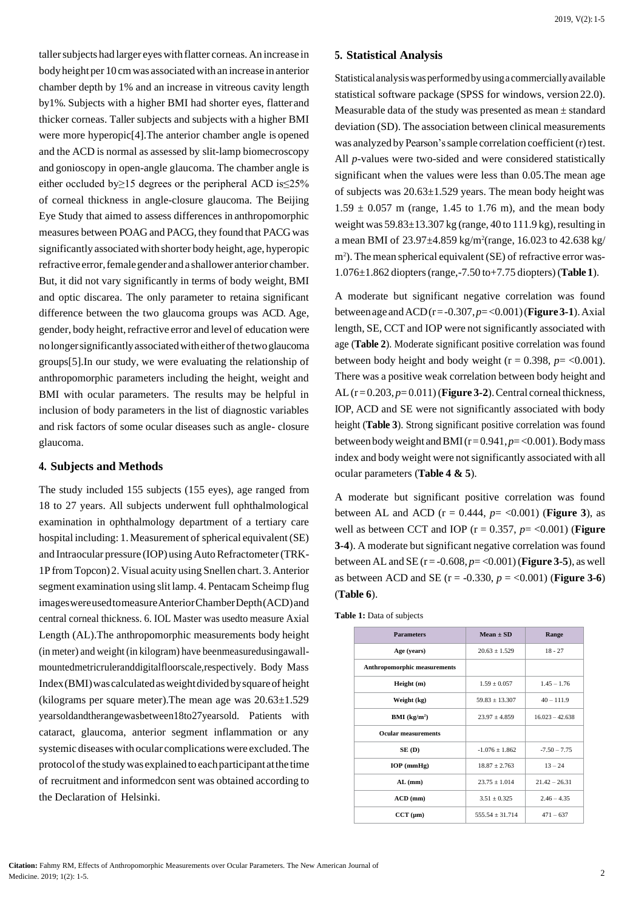taller subjects had larger eyes with flatter corneas. An increase in body height per 10 cm was associated with an increase in anterior chamber depth by 1% and an increase in vitreous cavity length by1%. Subjects with a higher BMI had shorter eyes, flatter and thicker corneas. Taller subjects and subjects with a higher BMI were more hyperopic[4].The anterior chamber angle is opened and the ACD is normal as assessed by slit-lamp biomecroscopy and gonioscopy in open-angle glaucoma. The chamber angle is either occluded by≥15 degrees or the peripheral ACD is≤25% of corneal thickness in angle-closure glaucoma. The Beijing Eye Study that aimed to assess differences in anthropomorphic measures between POAG and PACG, they found that PACG was significantly associated with shorter body height, age, hyperopic refractive error, female gender and a shallower anterior chamber. But, it did not vary significantly in terms of body weight, BMI and optic discarea. The only parameter to retaina significant difference between the two glaucoma groups was ACD. Age, gender, body height, refractive error and level of education were no longer significantly associated with either of the two glaucoma groups[5].In our study, we were evaluating the relationship of anthropomorphic parameters including the height, weight and BMI with ocular parameters. The results may be helpful in inclusion of body parameters in the list of diagnostic variables and risk factors of some ocular diseases such as angle- closure glaucoma.

## 4. Subjects and Methods

The study included 155 subjects (155 eyes), age ranged from 18 to 27 years. All subjects underwent full ophthalmological examination in ophthalmology department of a tertiary care hospital including: 1. Measurement of spherical equivalent (SE) and Intraocular pressure (IOP) using Auto Refractometer (TRK-1P from Topcon) 2. Visual acuity using Snellen chart. 3. Anterior segment examination using slit lamp. 4. Pentacam Scheimp flug images were used to measure Anterior Chamber Depth (ACD) and central corneal thickness. 6. IOL Master was usedto measure Axial Length (AL).The anthropomorphic measurements body height (in meter) and weight (in kilogram) have beenmeasuredusingawall-mountedmetricruleranddigitalfloorscale,respectively. Body Mass Index (BMI) was calculated as weight divided by square of height (kilograms per square meter).The mean age was 20.63±1.529 yearsoldandtherangewasbetween18to27yearsold. Patients with cataract, glaucoma, anterior segment inflammation or any systemic diseases with ocular complications were excluded. The protocol of the study was explained to each participant at the time of recruitment and informedcon sent was obtained according to the Declaration of Helsinki.

## 5. Statistical Analysis

Statistical analysis was performed by using a commercially available statistical software package (SPSS for windows, version 22.0). Measurable data of the study was presented as mean ± standard deviation (SD). The association between clinical measurements was analyzed by Pearson's sample correlation coefficient (r) test. All *p*-values were two-sided and were considered statistically significant when the values were less than 0.05.The mean age of subjects was 20.63±1.529 years. The mean body height was 1.59 ± 0.057 m (range, 1.45 to 1.76 m), and the mean body weight was 59.83±13.307 kg (range, 40 to 111.9 kg), resulting in a mean BMI of 23.97±4.859 kg/m$^2$(range, 16.023 to 42.638 kg/m$^2$). The mean spherical equivalent (SE) of refractive error was-1.076±1.862 diopters (range,-7.50 to+7.75 diopters) (**Table 1**).

A moderate but significant negative correlation was found between age and ACD ($r = -0.307$, $p = <0.001$) (**Figure 3-1**). Axial length, SE, CCT and IOP were not significantly associated with age (**Table 2**). Moderate significant positive correlation was found between body height and body weight ($r = 0.398$, $p = <0.001$). There was a positive weak correlation between body height and AL ($r = 0.203$, $p = 0.011$) (**Figure 3-2**). Central corneal thickness, IOP, ACD and SE were not significantly associated with body height (**Table 3**). Strong significant positive correlation was found between body weight and BMI ($r = 0.941$, $p = <0.001$). Body mass index and body weight were not significantly associated with all ocular parameters (**Table 4 & 5**).

A moderate but significant positive correlation was found between AL and ACD ($r = 0.444$, $p = <0.001$) (**Figure 3**), as well as between CCT and IOP ($r = 0.357$, $p = <0.001$) (**Figure 3-4**). A moderate but significant negative correlation was found between AL and SE ($r = -0.608$, $p = <0.001$) (**Figure 3-5**), as well as between ACD and SE ($r = -0.330$, $p = <0.001$) (**Figure 3-6**) (**Table 6**).

**Table 1:** Data of subjects

| Parameters | Mean ± SD | Range |
|---|---|---|
| Age (years) | 20.63 ± 1.529 | 18 - 27 |
| **Anthropomorphic measurements** | | |
| Height (m) | 1.59 ± 0.057 | 1.45 – 1.76 |
| Weight (kg) | 59.83 ± 13.307 | 40 – 111.9 |
| BMI (kg/m$^2$) | 23.97 ± 4.859 | 16.023 – 42.638 |
| **Ocular measurements** | | |
| SE (D) | -1.076 ± 1.862 | -7.50 – 7.75 |
| IOP (mmHg) | 18.87 ± 2.763 | 13 – 24 |
| AL (mm) | 23.75 ± 1.014 | 21.42 – 26.31 |
| ACD (mm) | 3.51 ± 0.325 | 2.46 – 4.35 |
| CCT (μm) | 555.54 ± 31.714 | 471 – 637 |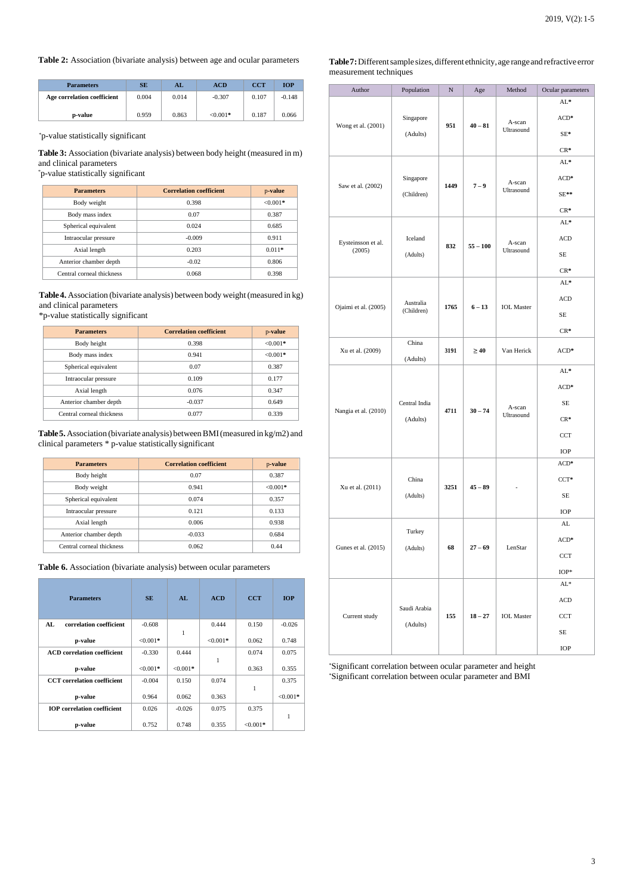**Table 2:** Association (bivariate analysis) between age and ocular parameters

| Parameters | SE | AL | ACD | CCT | IOP |
|---|---|---|---|---|---|
| **Age correlation coefficient** | 0.004 | 0.014 | -0.307 | 0.107 | -0.148 |
| **p-value** | 0.959 | 0.863 | <0.001* | 0.187 | 0.066 |

*p-value statistically significant

**Table 3:** Association (bivariate analysis) between body height (measured in m) and clinical parameters
*p-value statistically significant

| Parameters | Correlation coefficient | p-value |
|---|---|---|
| Body weight | 0.398 | <0.001* |
| Body mass index | 0.07 | 0.387 |
| Spherical equivalent | 0.024 | 0.685 |
| Intraocular pressure | -0.009 | 0.911 |
| Axial length | 0.203 | 0.011* |
| Anterior chamber depth | -0.02 | 0.806 |
| Central corneal thickness | 0.068 | 0.398 |

**Table 4.** Association (bivariate analysis) between body weight (measured in kg) and clinical parameters
*p-value statistically significant

| Parameters | Correlation coefficient | p-value |
|---|---|---|
| Body height | 0.398 | <0.001* |
| Body mass index | 0.941 | <0.001* |
| Spherical equivalent | 0.07 | 0.387 |
| Intraocular pressure | 0.109 | 0.177 |
| Axial length | 0.076 | 0.347 |
| Anterior chamber depth | -0.037 | 0.649 |
| Central corneal thickness | 0.077 | 0.339 |

**Table 5.** Association (bivariate analysis) between BMI (measured in kg/m2) and clinical parameters * p-value statistically significant

| Parameters | Correlation coefficient | p-value |
|---|---|---|
| Body height | 0.07 | 0.387 |
| Body weight | 0.941 | <0.001* |
| Spherical equivalent | 0.074 | 0.357 |
| Intraocular pressure | 0.121 | 0.133 |
| Axial length | 0.006 | 0.938 |
| Anterior chamber depth | -0.033 | 0.684 |
| Central corneal thickness | 0.062 | 0.44 |

**Table 6.** Association (bivariate analysis) between ocular parameters

| Parameters | SE | AL | ACD | CCT | IOP |
|---|---|---|---|---|---|
| **AL correlation coefficient** | -0.608 | 1 | 0.444 | 0.150 | -0.026 |
| **p-value** | <0.001* | | <0.001* | 0.062 | 0.748 |
| **ACD correlation coefficient** | -0.330 | 0.444 | 1 | 0.074 | 0.075 |
| **p-value** | <0.001* | <0.001* | | 0.363 | 0.355 |
| **CCT correlation coefficient** | -0.004 | 0.150 | 0.074 | 1 | 0.375 |
| **p-value** | 0.964 | 0.062 | 0.363 | | <0.001* |
| **IOP correlation coefficient** | 0.026 | -0.026 | 0.075 | 0.375 | 1 |
| **p-value** | 0.752 | 0.748 | 0.355 | <0.001* | |

**Table 7:** Different sample sizes, different ethnicity, age range and refractive error measurement techniques

| Author | Population | N | Age | Method | Ocular parameters |
|---|---|---|---|---|---|
| Wong et al. (2001) | Singapore (Adults) | **951** | **40 – 81** | A-scan Ultrasound | AL* ACD* SE* CR* |
| Saw et al. (2002) | Singapore (Children) | **1449** | **7 – 9** | A-scan Ultrasound | AL* ACD* SE** CR* |
| Eysteinsson et al. (2005) | Iceland (Adults) | **832** | **55 – 100** | A-scan Ultrasound | AL* ACD SE CR* |
| Ojaimi et al. (2005) | Australia (Children) | **1765** | **6 – 13** | IOL Master | AL* ACD SE CR* |
| Xu et al. (2009) | China (Adults) | **3191** | **≥ 40** | Van Herick | ACD* |
| Nangia et al. (2010) | Central India (Adults) | **4711** | **30 – 74** | A-scan Ultrasound | AL* ACD* SE CR* CCT IOP |
| Xu et al. (2011) | China (Adults) | **3251** | **45 – 89** | - | ACD* CCT* SE IOP |
| Gunes et al. (2015) | Turkey (Adults) | **68** | **27 – 69** | LenStar | AL ACD* CCT IOP* |
| Current study | Saudi Arabia (Adults) | **155** | **18 – 27** | IOL Master | AL* ACD CCT SE IOP |

*Significant correlation between ocular parameter and height
*Significant correlation between ocular parameter and BMI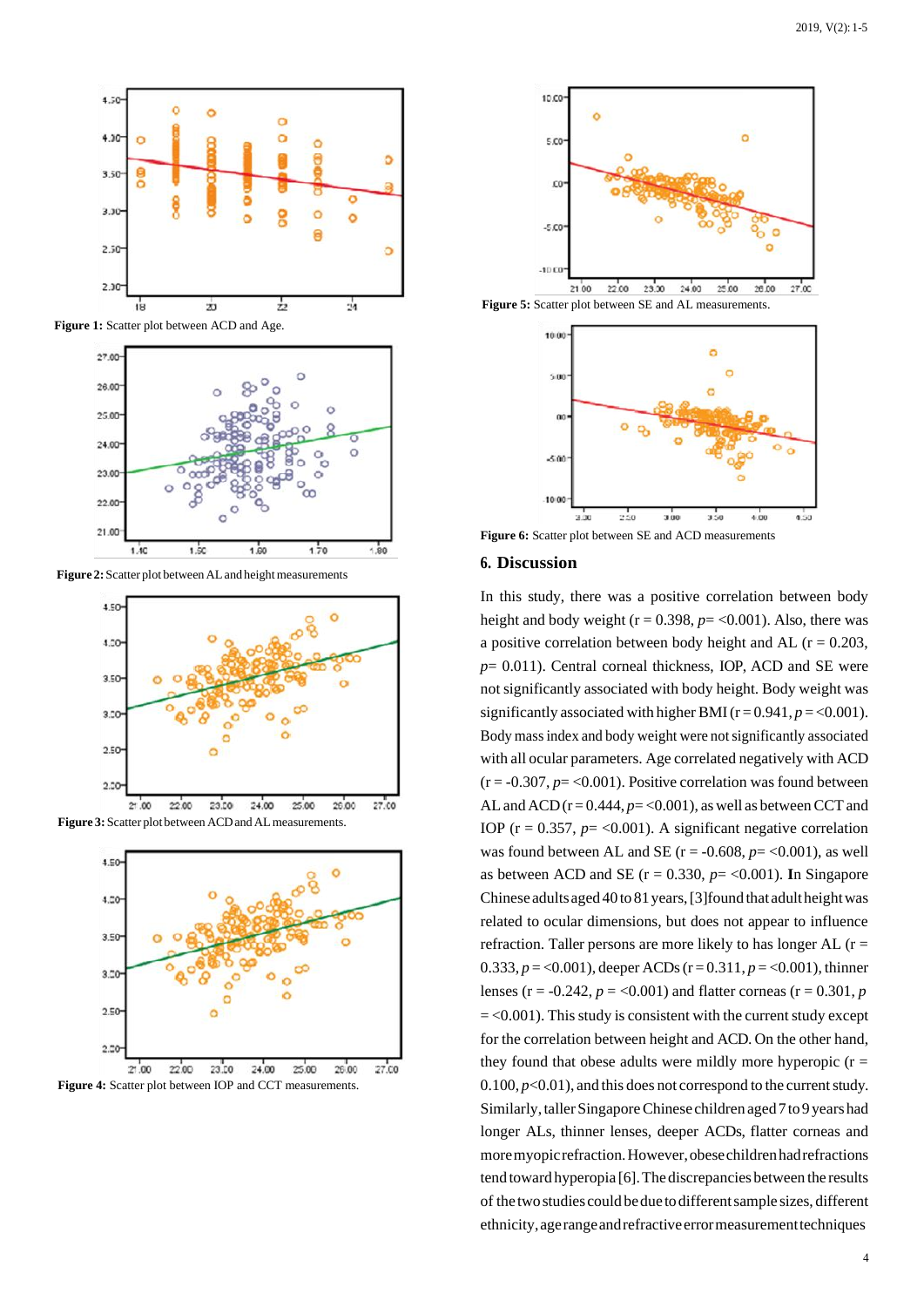Figure 1: Scatter plot between ACD and Age.

Figure 2: Scatter plot between AL and height measurements

Figure 3: Scatter plot between ACD and AL measurements.

Figure 4: Scatter plot between IOP and CCT measurements.

Figure 5: Scatter plot between SE and AL measurements.

Figure 6: Scatter plot between SE and ACD measurements

## 6. Discussion

In this study, there was a positive correlation between body height and body weight (r = 0.398, *p*= <0.001). Also, there was a positive correlation between body height and AL (r = 0.203, *p*= 0.011). Central corneal thickness, IOP, ACD and SE were not significantly associated with body height. Body weight was significantly associated with higher BMI (r = 0.941, *p* = <0.001). Body mass index and body weight were not significantly associated with all ocular parameters. Age correlated negatively with ACD (r = -0.307, *p*= <0.001). Positive correlation was found between AL and ACD (r = 0.444, *p*= <0.001), as well as between CCT and IOP (r = 0.357, *p*= <0.001). A significant negative correlation was found between AL and SE (r = -0.608, *p*= <0.001), as well as between ACD and SE (r = 0.330, *p*= <0.001). In Singapore Chinese adults aged 40 to 81 years, [3]found that adult height was related to ocular dimensions, but does not appear to influence refraction. Taller persons are more likely to has longer AL (r = 0.333, *p* = <0.001), deeper ACDs (r = 0.311, *p* = <0.001), thinner lenses (r = -0.242, *p* = <0.001) and flatter corneas (r = 0.301, *p* = <0.001). This study is consistent with the current study except for the correlation between height and ACD. On the other hand, they found that obese adults were mildly more hyperopic (r = 0.100, *p*<0.01), and this does not correspond to the current study. Similarly, taller Singapore Chinese children aged 7 to 9 years had longer ALs, thinner lenses, deeper ACDs, flatter corneas and more myopic refraction. However, obese children had refractions tend toward hyperopia [6]. The discrepancies between the results of the two studies could be due to different sample sizes, different ethnicity, age range and refractive error measurement techniques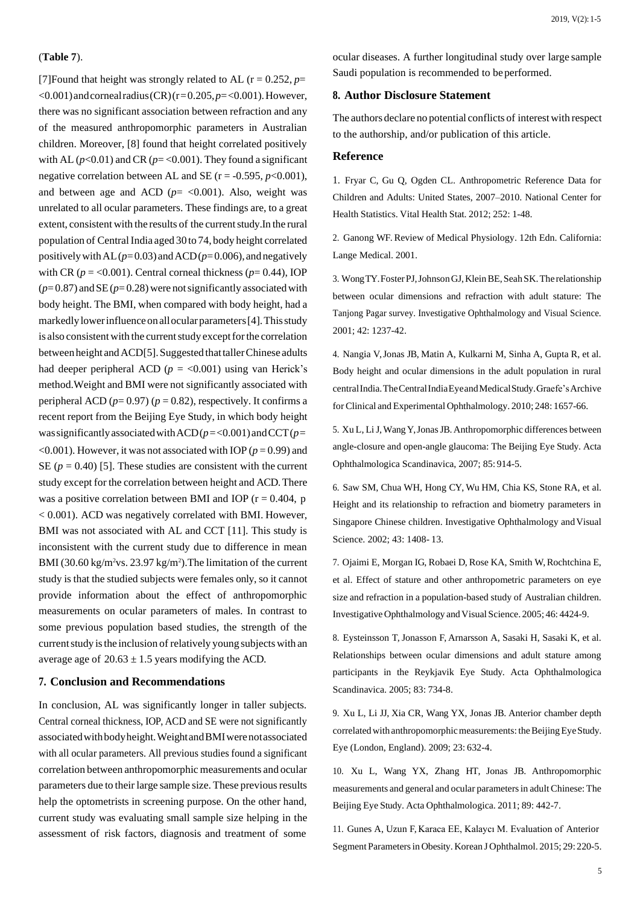(**Table 7**).

[7]Found that height was strongly related to AL (r = 0.252, $p$= <0.001) and corneal radius (CR) (r = 0.205, $p$= <0.001). However, there was no significant association between refraction and any of the measured anthropomorphic parameters in Australian children. Moreover, [8] found that height correlated positively with AL ($p$<0.01) and CR ($p$= <0.001). They found a significant negative correlation between AL and SE (r = -0.595, $p$<0.001), and between age and ACD ($p$= <0.001). Also, weight was unrelated to all ocular parameters. These findings are, to a great extent, consistent with the results of the current study.In the rural population of Central India aged 30 to 74, body height correlated positively with AL ($p$= 0.03) and ACD ($p$= 0.006), and negatively with CR ($p$ = <0.001). Central corneal thickness ($p$= 0.44), IOP ($p$= 0.87) and SE ($p$= 0.28) were not significantly associated with body height. The BMI, when compared with body height, had a markedly lower influence on all ocular parameters [4]. This study is also consistent with the current study except for the correlation between height and ACD[5]. Suggested that taller Chinese adults had deeper peripheral ACD ($p$ = <0.001) using van Herick's method.Weight and BMI were not significantly associated with peripheral ACD ($p$= 0.97) ($p$ = 0.82), respectively. It confirms a recent report from the Beijing Eye Study, in which body height was significantly associated with ACD ($p$= <0.001) and CCT ($p$= <0.001). However, it was not associated with IOP ($p$ = 0.99) and SE ($p$ = 0.40) [5]. These studies are consistent with the current study except for the correlation between height and ACD. There was a positive correlation between BMI and IOP (r = 0.404, p < 0.001). ACD was negatively correlated with BMI. However, BMI was not associated with AL and CCT [11]. This study is inconsistent with the current study due to difference in mean BMI (30.60 kg/m$^2$vs. 23.97 kg/m$^2$).The limitation of the current study is that the studied subjects were females only, so it cannot provide information about the effect of anthropomorphic measurements on ocular parameters of males. In contrast to some previous population based studies, the strength of the current study is the inclusion of relatively young subjects with an average age of $20.63 \pm 1.5$ years modifying the ACD.

## 7. Conclusion and Recommendations

In conclusion, AL was significantly longer in taller subjects. Central corneal thickness, IOP, ACD and SE were not significantly associated with body height. Weight and BMI were not associated with all ocular parameters. All previous studies found a significant correlation between anthropomorphic measurements and ocular parameters due to their large sample size. These previous results help the optometrists in screening purpose. On the other hand, current study was evaluating small sample size helping in the assessment of risk factors, diagnosis and treatment of some ocular diseases. A further longitudinal study over large sample Saudi population is recommended to be performed.

## 8. Author Disclosure Statement

The authors declare no potential conflicts of interest with respect to the authorship, and/or publication of this article.

## Reference

1. Fryar C, Gu Q, Ogden CL. Anthropometric Reference Data for Children and Adults: United States, 2007–2010. National Center for Health Statistics. Vital Health Stat. 2012; 252: 1-48.

2. Ganong WF. Review of Medical Physiology. 12th Edn. California: Lange Medical. 2001.

3. Wong TY. Foster PJ, Johnson GJ, Klein BE, Seah SK. The relationship between ocular dimensions and refraction with adult stature: The Tanjong Pagar survey. Investigative Ophthalmology and Visual Science. 2001; 42: 1237-42.

4. Nangia V, Jonas JB, Matin A, Kulkarni M, Sinha A, Gupta R, et al. Body height and ocular dimensions in the adult population in rural central India. The Central India Eye and Medical Study. Graefe's Archive for Clinical and Experimental Ophthalmology. 2010; 248: 1657-66.

5. Xu L, Li J, Wang Y, Jonas JB. Anthropomorphic differences between angle-closure and open-angle glaucoma: The Beijing Eye Study. Acta Ophthalmologica Scandinavica, 2007; 85: 914-5.

6. Saw SM, Chua WH, Hong CY, Wu HM, Chia KS, Stone RA, et al. Height and its relationship to refraction and biometry parameters in Singapore Chinese children. Investigative Ophthalmology and Visual Science. 2002; 43: 1408- 13.

7. Ojaimi E, Morgan IG, Robaei D, Rose KA, Smith W, Rochtchina E, et al. Effect of stature and other anthropometric parameters on eye size and refraction in a population-based study of Australian children. Investigative Ophthalmology and Visual Science. 2005; 46: 4424-9.

8. Eysteinsson T, Jonasson F, Arnarsson A, Sasaki H, Sasaki K, et al. Relationships between ocular dimensions and adult stature among participants in the Reykjavik Eye Study. Acta Ophthalmologica Scandinavica. 2005; 83: 734-8.

9. Xu L, Li JJ, Xia CR, Wang YX, Jonas JB. Anterior chamber depth correlated with anthropomorphic measurements: the Beijing Eye Study. Eye (London, England). 2009; 23: 632-4.

10. Xu L, Wang YX, Zhang HT, Jonas JB. Anthropomorphic measurements and general and ocular parameters in adult Chinese: The Beijing Eye Study. Acta Ophthalmologica. 2011; 89: 442-7.

11. Gunes A, Uzun F, Karaca EE, Kalaycı M. Evaluation of Anterior Segment Parameters in Obesity. Korean J Ophthalmol. 2015; 29: 220-5.